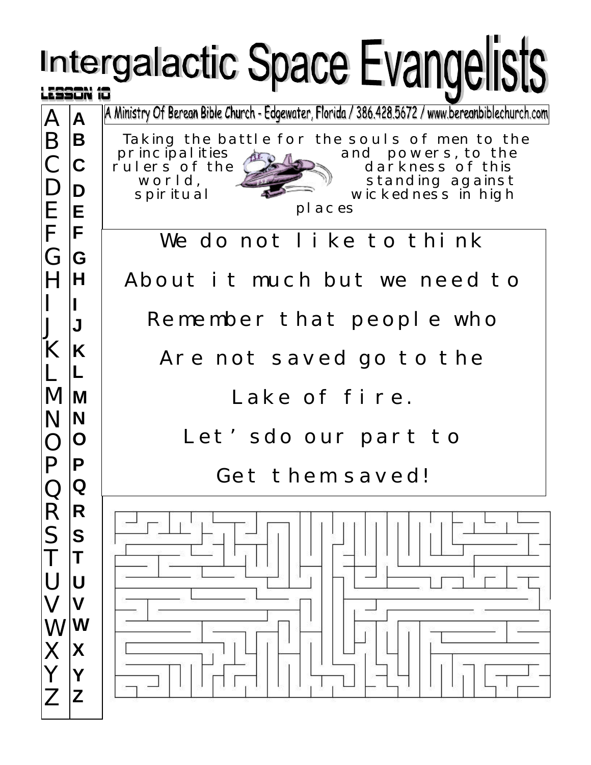# Intergalactic Space Evangelists

LESSON 10

A Ministry Of Berean Bible Church - Edgewater, Florida / 386.428.5672 / www.bereanbiblechurch.com

Taking the battle for the souls of men to the principalities and powers, to the rulers of the darkness of this world, standing against spiritual wickedness in high places

A B C D E F G H I J K L M N O P Q R S T U V W X Y Z

A B C D E F G H I J K L M N O P Q R S T U V W X Y Z

We do not like to think

About it much but we need to

Remember that people who

Are not saved go to the

Lake of fire.

Let's do our part to

Get them saved!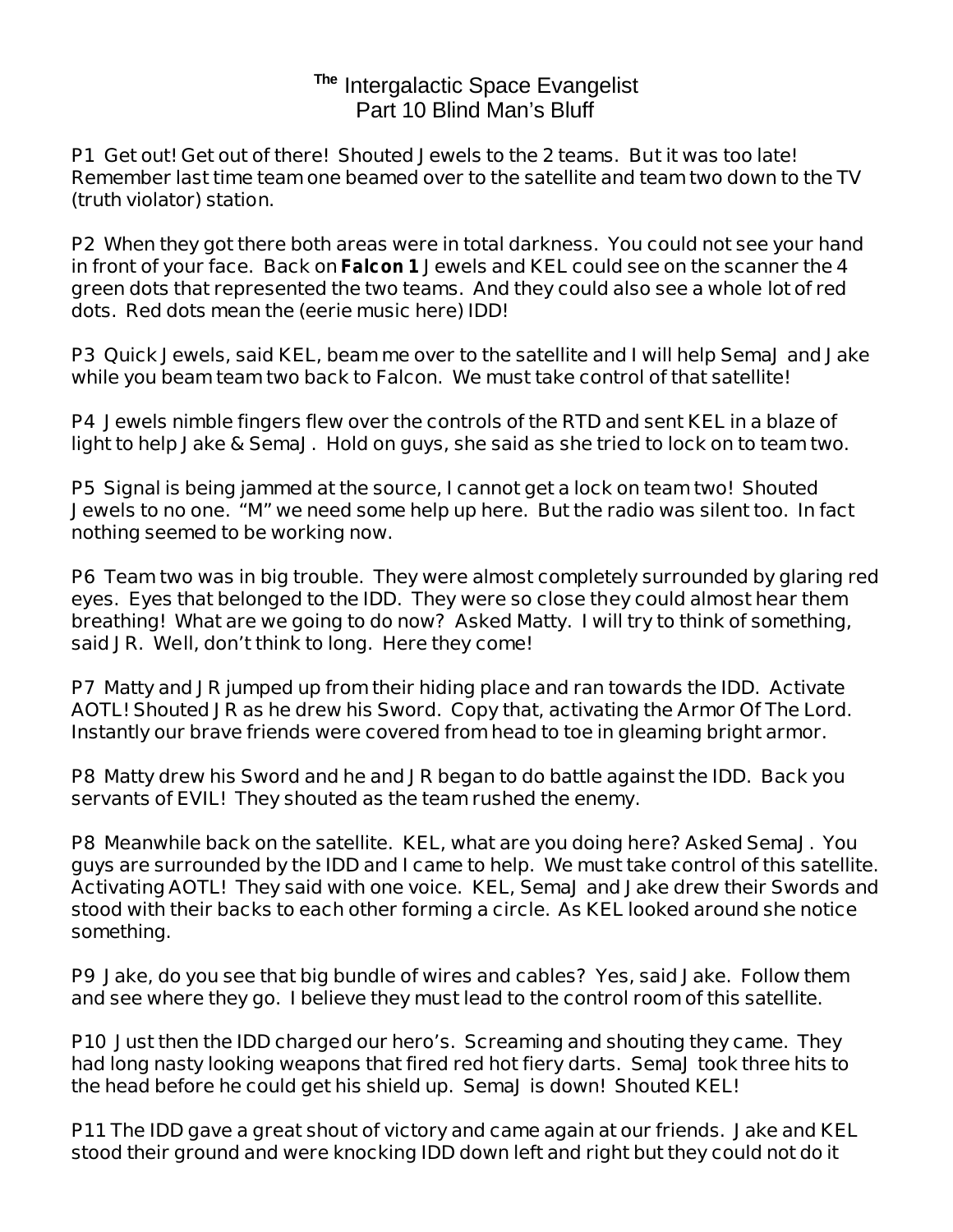# The Intergalactic Space Evangelist
## Part 10 Blind Man's Bluff

P1 Get out! Get out of there! Shouted Jewels to the 2 teams. But it was too late! Remember last time team one beamed over to the satellite and team two down to the TV (truth violator) station.

P2 When they got there both areas were in total darkness. You could not see your hand in front of your face. Back on **Falcon 1** Jewels and KEL could see on the scanner the 4 green dots that represented the two teams. And they could also see a whole lot of red dots. Red dots mean the (eerie music here) IDD!

P3 Quick Jewels, said KEL, beam me over to the satellite and I will help SemaJ and Jake while you beam team two back to Falcon. We must take control of that satellite!

P4 Jewels nimble fingers flew over the controls of the RTD and sent KEL in a blaze of light to help Jake & SemaJ. Hold on guys, she said as she tried to lock on to team two.

P5 Signal is being jammed at the source, I cannot get a lock on team two! Shouted Jewels to no one. "M" we need some help up here. But the radio was silent too. In fact nothing seemed to be working now.

P6 Team two was in big trouble. They were almost completely surrounded by glaring red eyes. Eyes that belonged to the IDD. They were so close they could almost hear them breathing! What are we going to do now? Asked Matty. I will try to think of something, said JR. Well, don't think to long. Here they come!

P7 Matty and JR jumped up from their hiding place and ran towards the IDD. Activate AOTL! Shouted JR as he drew his Sword. Copy that, activating the Armor Of The Lord. Instantly our brave friends were covered from head to toe in gleaming bright armor.

P8 Matty drew his Sword and he and JR began to do battle against the IDD. Back you servants of EVIL! They shouted as the team rushed the enemy.

P8 Meanwhile back on the satellite. KEL, what are you doing here? Asked SemaJ. You guys are surrounded by the IDD and I came to help. We must take control of this satellite. Activating AOTL! They said with one voice. KEL, SemaJ and Jake drew their Swords and stood with their backs to each other forming a circle. As KEL looked around she notice something.

P9 Jake, do you see that big bundle of wires and cables? Yes, said Jake. Follow them and see where they go. I believe they must lead to the control room of this satellite.

P10 Just then the IDD charged our hero's. Screaming and shouting they came. They had long nasty looking weapons that fired red hot fiery darts. SemaJ took three hits to the head before he could get his shield up. SemaJ is down! Shouted KEL!

P11 The IDD gave a great shout of victory and came again at our friends. Jake and KEL stood their ground and were knocking IDD down left and right but they could not do it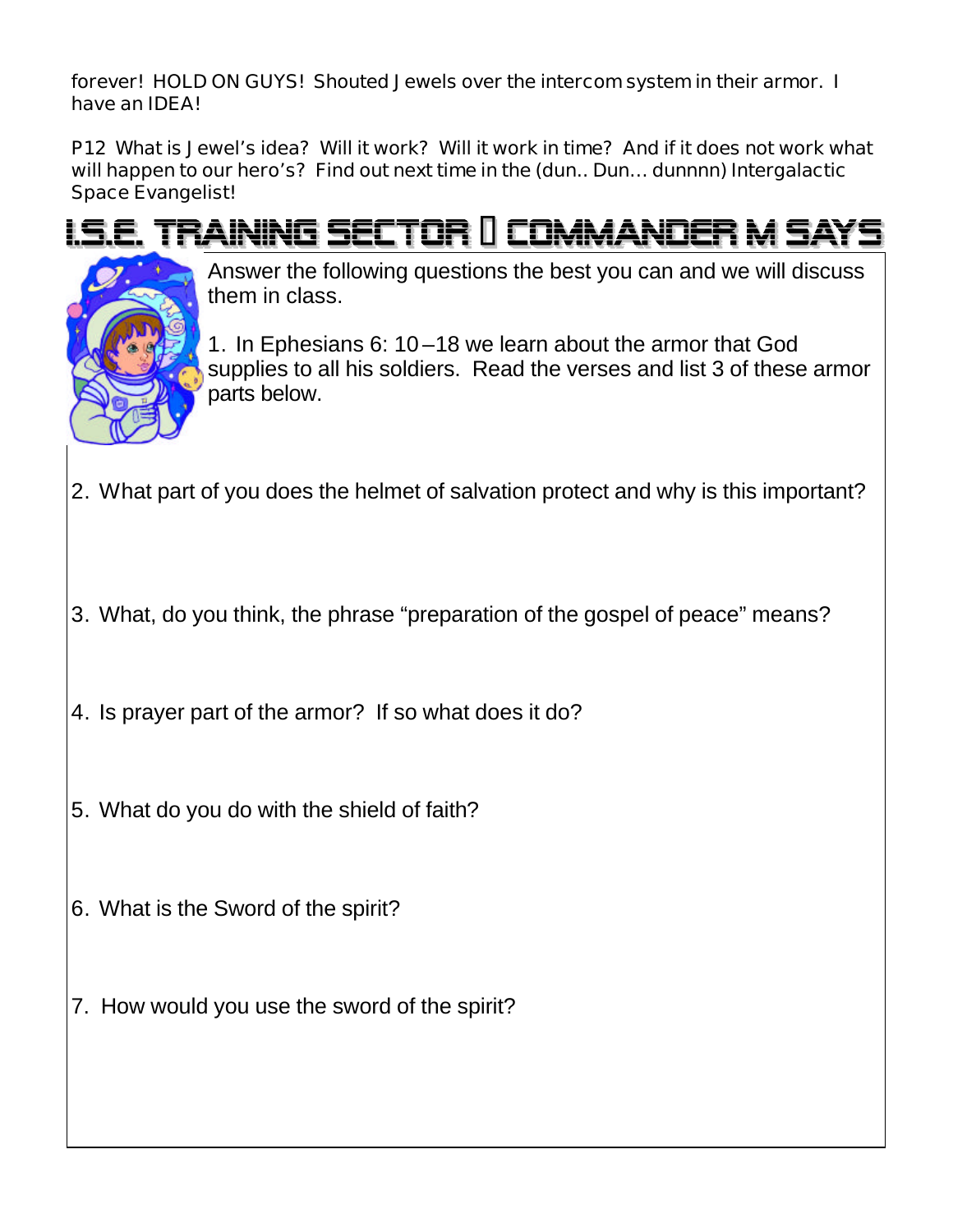forever! HOLD ON GUYS! Shouted Jewels over the intercom system in their armor. I have an IDEA!

P12 What is Jewel's idea? Will it work? Will it work in time? And if it does not work what will happen to our hero's? Find out next time in the (dun.. Dun… dunnnn) Intergalactic Space Evangelist!

## I.S.E. TRAINING SECTOR  COMMANDER M SAYS

Answer the following questions the best you can and we will discuss them in class.

1. In Ephesians 6: 10 –18 we learn about the armor that God supplies to all his soldiers. Read the verses and list 3 of these armor parts below.

2. What part of you does the helmet of salvation protect and why is this important?

3. What, do you think, the phrase "preparation of the gospel of peace" means?

4. Is prayer part of the armor? If so what does it do?

5. What do you do with the shield of faith?

6. What is the Sword of the spirit?

7. How would you use the sword of the spirit?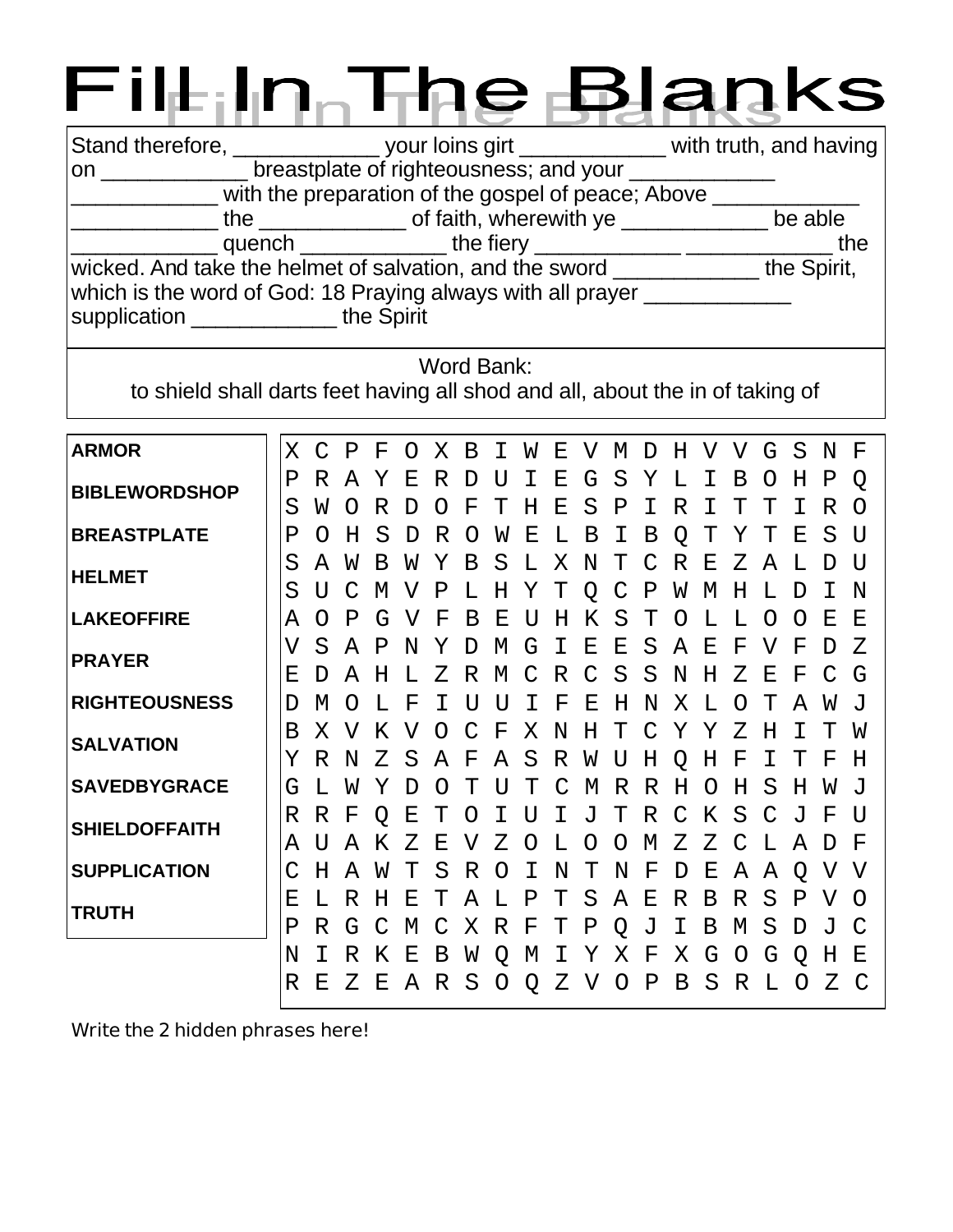# Fill In The Blanks

Stand therefore, ____________ your loins girt ____________ with truth, and having on ____________ breastplate of righteousness; and your ____________ ____________ with the preparation of the gospel of peace; Above ____________ ____________ the ____________ of faith, wherewith ye ____________ be able ____________ quench ____________ the fiery ____________ ____________ the wicked. And take the helmet of salvation, and the sword ____________ the Spirit, which is the word of God: 18 Praying always with all prayer ____________ supplication ____________ the Spirit

Word Bank:
to shield shall darts feet having all shod and all, about the in of taking of

| |
|---|
| **ARMOR** |
| **BIBLEWORDSHOP** |
| **BREASTPLATE** |
| **HELMET** |
| **LAKEOFFIRE** |
| **PRAYER** |
| **RIGHTEOUSNESS** |
| **SALVATION** |
| **SAVEDBYGRACE** |
| **SHIELDOFFAITH** |
| **SUPPLICATION** |
| **TRUTH** |

```
X C P F O X B I W E V M D H V V G S N F
P R A Y E R D U I E G S Y L I B O H P Q
S W O R D O F T H E S P I R I T T I R O
P O H S D R O W E L B I B Q T Y T E S U
S A W B W Y B S L X N T C R E Z A L D U
S U C M V P L H Y T Q C P W M H L D I N
A O P G V F B E U H K S T O L L O O E E
V S A P N Y D M G I E E S A E F V F D Z
E D A H L Z R M C R C S S N H Z E F C G
D M O L F I U U I F E H N X L O T A W J
B X V K V O C F X N H T C Y Y Z H I T W
Y R N Z S A F A S R W U H Q H F I T F H
G L W Y D O T U T C M R R H O H S H W J
R R F Q E T O I U I J T R C K S C J F U
A U A K Z E V Z O L O O M Z Z C L A D F
C H A W T S R O I N T N F D E A A Q V V
E L R H E T A L P T S A E R B R S P V O
P R G C M C X R F T P Q J I B M S D J C
N I R K E B W Q M I Y X F X G O G Q H E
R E Z E A R S O Q Z V O P B S R L O Z C
```

Write the 2 hidden phrases here!